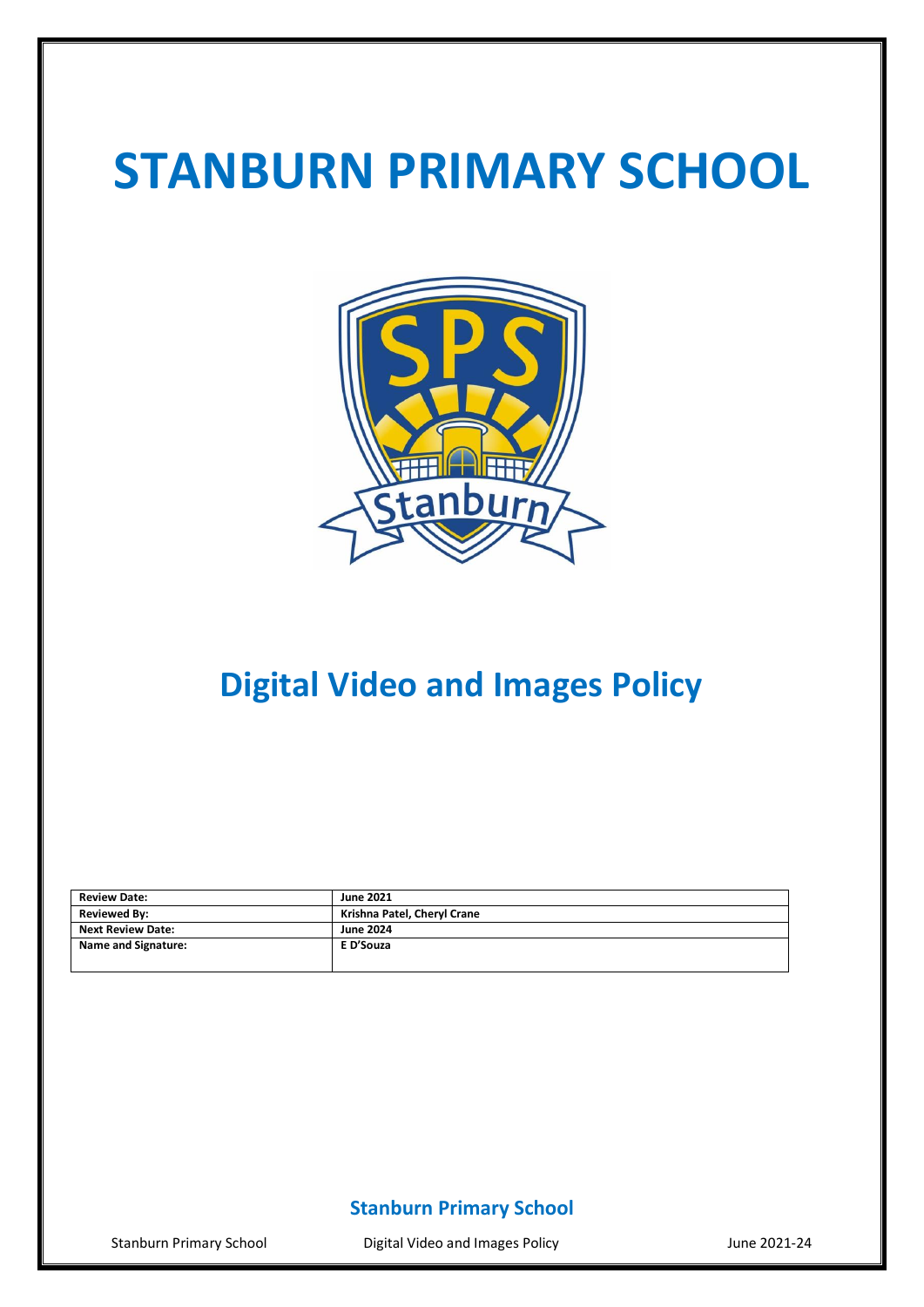# STANBURN PRIMARY SCHOOL

## Digital Video and Images Policy

| Review Date: | June 2021 |
|---|---|
| Reviewed By: | Krishna Patel, Cheryl Crane |
| Next Review Date: | June 2024 |
| Name and Signature: | E D'Souza |

**Stanburn Primary School**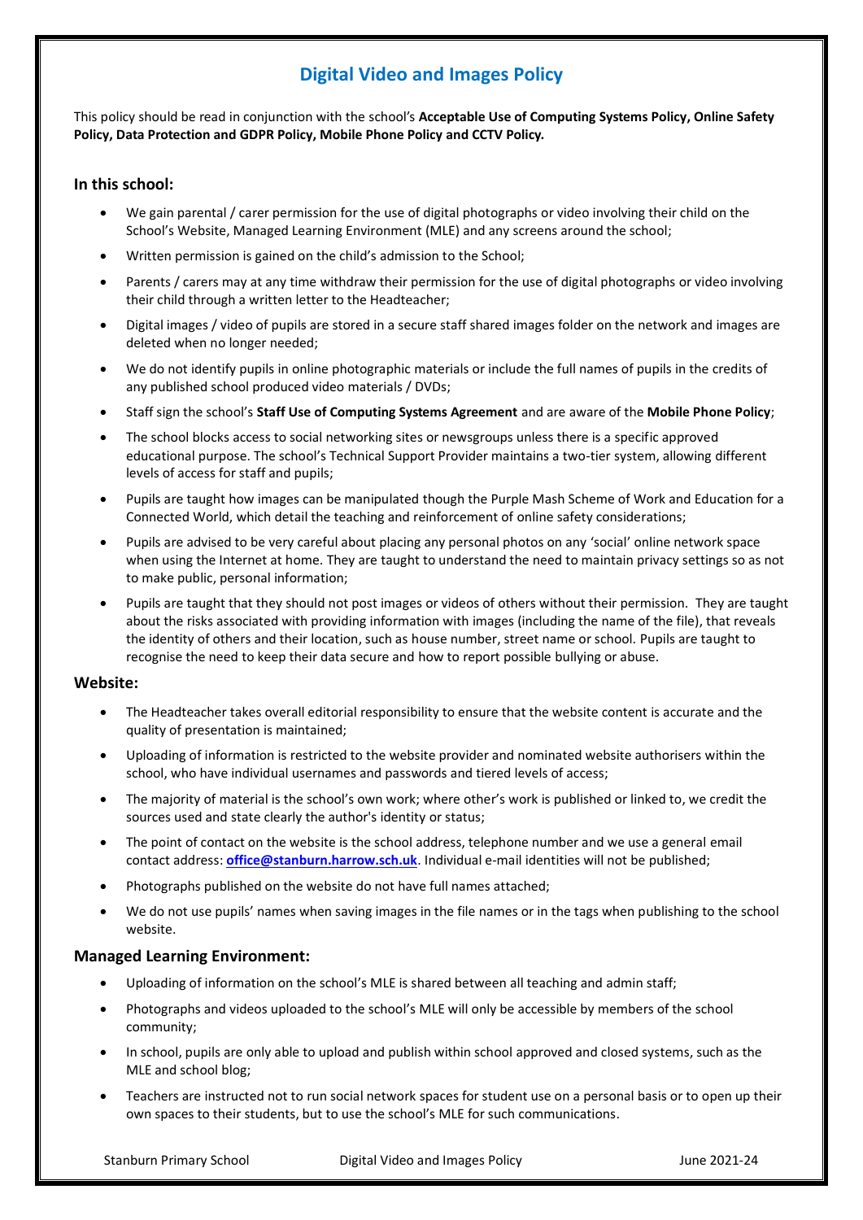# Digital Video and Images Policy

This policy should be read in conjunction with the school's **Acceptable Use of Computing Systems Policy, Online Safety Policy, Data Protection and GDPR Policy, Mobile Phone Policy and CCTV Policy.**

### In this school:

- We gain parental / carer permission for the use of digital photographs or video involving their child on the School's Website, Managed Learning Environment (MLE) and any screens around the school;
- Written permission is gained on the child's admission to the School;
- Parents / carers may at any time withdraw their permission for the use of digital photographs or video involving their child through a written letter to the Headteacher;
- Digital images / video of pupils are stored in a secure staff shared images folder on the network and images are deleted when no longer needed;
- We do not identify pupils in online photographic materials or include the full names of pupils in the credits of any published school produced video materials / DVDs;
- Staff sign the school's **Staff Use of Computing Systems Agreement** and are aware of the **Mobile Phone Policy**;
- The school blocks access to social networking sites or newsgroups unless there is a specific approved educational purpose. The school's Technical Support Provider maintains a two-tier system, allowing different levels of access for staff and pupils;
- Pupils are taught how images can be manipulated though the Purple Mash Scheme of Work and Education for a Connected World, which detail the teaching and reinforcement of online safety considerations;
- Pupils are advised to be very careful about placing any personal photos on any 'social' online network space when using the Internet at home. They are taught to understand the need to maintain privacy settings so as not to make public, personal information;
- Pupils are taught that they should not post images or videos of others without their permission. They are taught about the risks associated with providing information with images (including the name of the file), that reveals the identity of others and their location, such as house number, street name or school. Pupils are taught to recognise the need to keep their data secure and how to report possible bullying or abuse.

### Website:

- The Headteacher takes overall editorial responsibility to ensure that the website content is accurate and the quality of presentation is maintained;
- Uploading of information is restricted to the website provider and nominated website authorisers within the school, who have individual usernames and passwords and tiered levels of access;
- The majority of material is the school's own work; where other's work is published or linked to, we credit the sources used and state clearly the author's identity or status;
- The point of contact on the website is the school address, telephone number and we use a general email contact address: **office@stanburn.harrow.sch.uk**. Individual e-mail identities will not be published;
- Photographs published on the website do not have full names attached;
- We do not use pupils' names when saving images in the file names or in the tags when publishing to the school website.

### Managed Learning Environment:

- Uploading of information on the school's MLE is shared between all teaching and admin staff;
- Photographs and videos uploaded to the school's MLE will only be accessible by members of the school community;
- In school, pupils are only able to upload and publish within school approved and closed systems, such as the MLE and school blog;
- Teachers are instructed not to run social network spaces for student use on a personal basis or to open up their own spaces to their students, but to use the school's MLE for such communications.